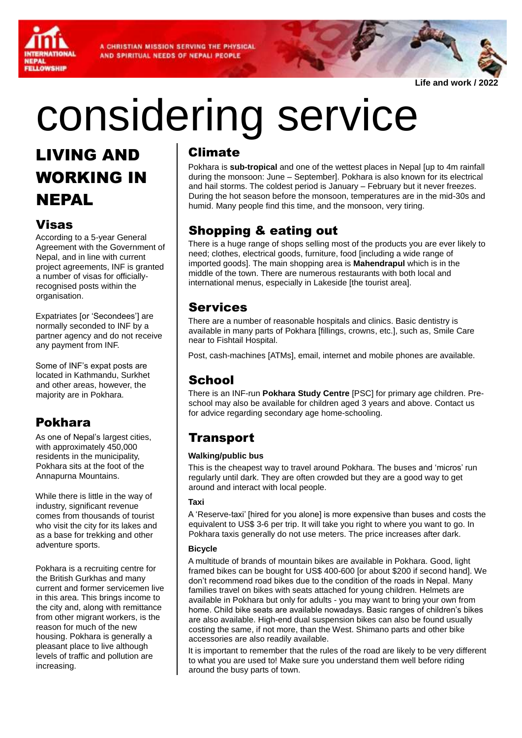INTERNATIONAL NEPAL FELLOWSHIP

A CHRISTIAN MISSION SERVING THE PHYSICAL AND SPIRITUAL NEEDS OF NEPALI PEOPLE

**Life and work / 2022**

# considering service

## LIVING AND WORKING IN NEPAL

### Visas

According to a 5-year General Agreement with the Government of Nepal, and in line with current project agreements, INF is granted a number of visas for officially-recognised posts within the organisation.

Expatriates [or 'Secondees'] are normally seconded to INF by a partner agency and do not receive any payment from INF.

Some of INF's expat posts are located in Kathmandu, Surkhet and other areas, however, the majority are in Pokhara.

### Pokhara

As one of Nepal's largest cities, with approximately 450,000 residents in the municipality, Pokhara sits at the foot of the Annapurna Mountains.

While there is little in the way of industry, significant revenue comes from thousands of tourist who visit the city for its lakes and as a base for trekking and other adventure sports.

Pokhara is a recruiting centre for the British Gurkhas and many current and former servicemen live in this area. This brings income to the city and, along with remittance from other migrant workers, is the reason for much of the new housing. Pokhara is generally a pleasant place to live although levels of traffic and pollution are increasing.

### Climate

Pokhara is **sub-tropical** and one of the wettest places in Nepal [up to 4m rainfall during the monsoon: June – September]. Pokhara is also known for its electrical and hail storms. The coldest period is January – February but it never freezes. During the hot season before the monsoon, temperatures are in the mid-30s and humid. Many people find this time, and the monsoon, very tiring.

### Shopping & eating out

There is a huge range of shops selling most of the products you are ever likely to need; clothes, electrical goods, furniture, food [including a wide range of imported goods]. The main shopping area is **Mahendrapul** which is in the middle of the town. There are numerous restaurants with both local and international menus, especially in Lakeside [the tourist area].

### Services

There are a number of reasonable hospitals and clinics. Basic dentistry is available in many parts of Pokhara [fillings, crowns, etc.], such as, Smile Care near to Fishtail Hospital.

Post, cash-machines [ATMs], email, internet and mobile phones are available.

### School

There is an INF-run **Pokhara Study Centre** [PSC] for primary age children. Pre-school may also be available for children aged 3 years and above. Contact us for advice regarding secondary age home-schooling.

### Transport

**Walking/public bus**

This is the cheapest way to travel around Pokhara. The buses and 'micros' run regularly until dark. They are often crowded but they are a good way to get around and interact with local people.

**Taxi**

A 'Reserve-taxi' [hired for you alone] is more expensive than buses and costs the equivalent to US$ 3-6 per trip. It will take you right to where you want to go. In Pokhara taxis generally do not use meters. The price increases after dark.

**Bicycle**

A multitude of brands of mountain bikes are available in Pokhara. Good, light framed bikes can be bought for US$ 400-600 [or about $200 if second hand]. We don't recommend road bikes due to the condition of the roads in Nepal. Many families travel on bikes with seats attached for young children. Helmets are available in Pokhara but only for adults - you may want to bring your own from home. Child bike seats are available nowadays. Basic ranges of children's bikes are also available. High-end dual suspension bikes can also be found usually costing the same, if not more, than the West. Shimano parts and other bike accessories are also readily available.

It is important to remember that the rules of the road are likely to be very different to what you are used to! Make sure you understand them well before riding around the busy parts of town.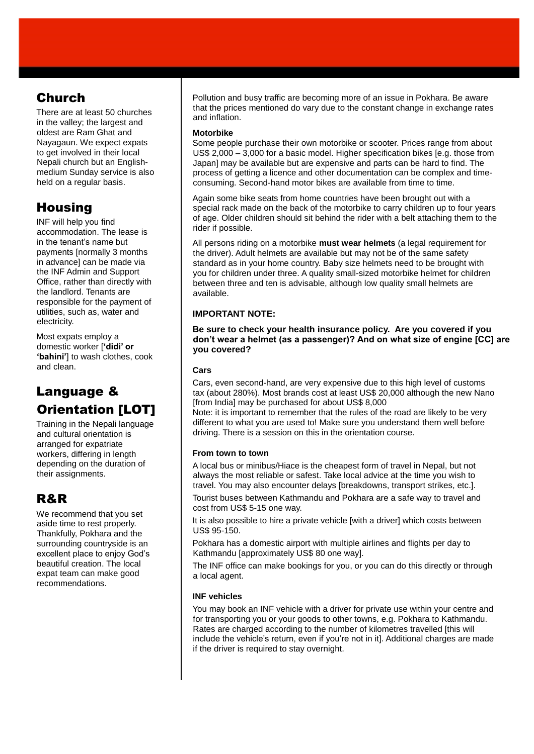## Church

There are at least 50 churches in the valley; the largest and oldest are Ram Ghat and Nayagaun. We expect expats to get involved in their local Nepali church but an English-medium Sunday service is also held on a regular basis.

## Housing

INF will help you find accommodation. The lease is in the tenant's name but payments [normally 3 months in advance] can be made via the INF Admin and Support Office, rather than directly with the landlord. Tenants are responsible for the payment of utilities, such as, water and electricity.

Most expats employ a domestic worker [**'didi' or 'bahini'**] to wash clothes, cook and clean.

## Language & Orientation [LOT]

Training in the Nepali language and cultural orientation is arranged for expatriate workers, differing in length depending on the duration of their assignments.

## R&R

We recommend that you set aside time to rest properly. Thankfully, Pokhara and the surrounding countryside is an excellent place to enjoy God's beautiful creation. The local expat team can make good recommendations.

Pollution and busy traffic are becoming more of an issue in Pokhara. Be aware that the prices mentioned do vary due to the constant change in exchange rates and inflation.

**Motorbike**

Some people purchase their own motorbike or scooter. Prices range from about US$ 2,000 – 3,000 for a basic model. Higher specification bikes [e.g. those from Japan] may be available but are expensive and parts can be hard to find. The process of getting a licence and other documentation can be complex and time-consuming. Second-hand motor bikes are available from time to time.

Again some bike seats from home countries have been brought out with a special rack made on the back of the motorbike to carry children up to four years of age. Older children should sit behind the rider with a belt attaching them to the rider if possible.

All persons riding on a motorbike **must wear helmets** (a legal requirement for the driver). Adult helmets are available but may not be of the same safety standard as in your home country. Baby size helmets need to be brought with you for children under three. A quality small-sized motorbike helmet for children between three and ten is advisable, although low quality small helmets are available.

**IMPORTANT NOTE:**

**Be sure to check your health insurance policy. Are you covered if you don't wear a helmet (as a passenger)? And on what size of engine [CC] are you covered?**

**Cars**

Cars, even second-hand, are very expensive due to this high level of customs tax (about 280%). Most brands cost at least US$ 20,000 although the new Nano [from India] may be purchased for about US$ 8,000
Note: it is important to remember that the rules of the road are likely to be very different to what you are used to! Make sure you understand them well before driving. There is a session on this in the orientation course.

**From town to town**

A local bus or minibus/Hiace is the cheapest form of travel in Nepal, but not always the most reliable or safest. Take local advice at the time you wish to travel. You may also encounter delays [breakdowns, transport strikes, etc.].

Tourist buses between Kathmandu and Pokhara are a safe way to travel and cost from US$ 5-15 one way.

It is also possible to hire a private vehicle [with a driver] which costs between US$ 95-150.

Pokhara has a domestic airport with multiple airlines and flights per day to Kathmandu [approximately US$ 80 one way].

The INF office can make bookings for you, or you can do this directly or through a local agent.

**INF vehicles**

You may book an INF vehicle with a driver for private use within your centre and for transporting you or your goods to other towns, e.g. Pokhara to Kathmandu. Rates are charged according to the number of kilometres travelled [this will include the vehicle's return, even if you're not in it]. Additional charges are made if the driver is required to stay overnight.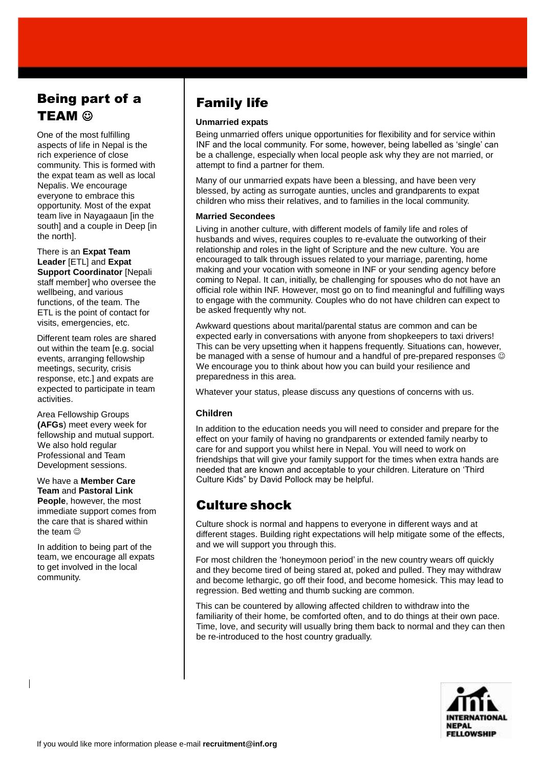## Being part of a TEAM ☺

One of the most fulfilling aspects of life in Nepal is the rich experience of close community. This is formed with the expat team as well as local Nepalis. We encourage everyone to embrace this opportunity. Most of the expat team live in Nayagaaun [in the south] and a couple in Deep [in the north].

There is an **Expat Team Leader** [ETL] and **Expat Support Coordinator** [Nepali staff member] who oversee the wellbeing, and various functions, of the team. The ETL is the point of contact for visits, emergencies, etc.

Different team roles are shared out within the team [e.g. social events, arranging fellowship meetings, security, crisis response, etc.] and expats are expected to participate in team activities.

Area Fellowship Groups **(AFGs**) meet every week for fellowship and mutual support. We also hold regular Professional and Team Development sessions.

We have a **Member Care Team** and **Pastoral Link People**, however, the most immediate support comes from the care that is shared within the team ☺

In addition to being part of the team, we encourage all expats to get involved in the local community.

## Family life

**Unmarried expats**

Being unmarried offers unique opportunities for flexibility and for service within INF and the local community. For some, however, being labelled as 'single' can be a challenge, especially when local people ask why they are not married, or attempt to find a partner for them.

Many of our unmarried expats have been a blessing, and have been very blessed, by acting as surrogate aunties, uncles and grandparents to expat children who miss their relatives, and to families in the local community.

**Married Secondees**

Living in another culture, with different models of family life and roles of husbands and wives, requires couples to re-evaluate the outworking of their relationship and roles in the light of Scripture and the new culture. You are encouraged to talk through issues related to your marriage, parenting, home making and your vocation with someone in INF or your sending agency before coming to Nepal. It can, initially, be challenging for spouses who do not have an official role within INF. However, most go on to find meaningful and fulfilling ways to engage with the community. Couples who do not have children can expect to be asked frequently why not.

Awkward questions about marital/parental status are common and can be expected early in conversations with anyone from shopkeepers to taxi drivers! This can be very upsetting when it happens frequently. Situations can, however, be managed with a sense of humour and a handful of pre-prepared responses ☺ We encourage you to think about how you can build your resilience and preparedness in this area.

Whatever your status, please discuss any questions of concerns with us.

**Children**

In addition to the education needs you will need to consider and prepare for the effect on your family of having no grandparents or extended family nearby to care for and support you whilst here in Nepal. You will need to work on friendships that will give your family support for the times when extra hands are needed that are known and acceptable to your children. Literature on 'Third Culture Kids" by David Pollock may be helpful.

## Culture shock

Culture shock is normal and happens to everyone in different ways and at different stages. Building right expectations will help mitigate some of the effects, and we will support you through this.

For most children the 'honeymoon period' in the new country wears off quickly and they become tired of being stared at, poked and pulled. They may withdraw and become lethargic, go off their food, and become homesick. This may lead to regression. Bed wetting and thumb sucking are common.

This can be countered by allowing affected children to withdraw into the familiarity of their home, be comforted often, and to do things at their own pace. Time, love, and security will usually bring them back to normal and they can then be re-introduced to the host country gradually.

INTERNATIONAL NEPAL FELLOWSHIP

If you would like more information please e-mail **recruitment@inf.org**